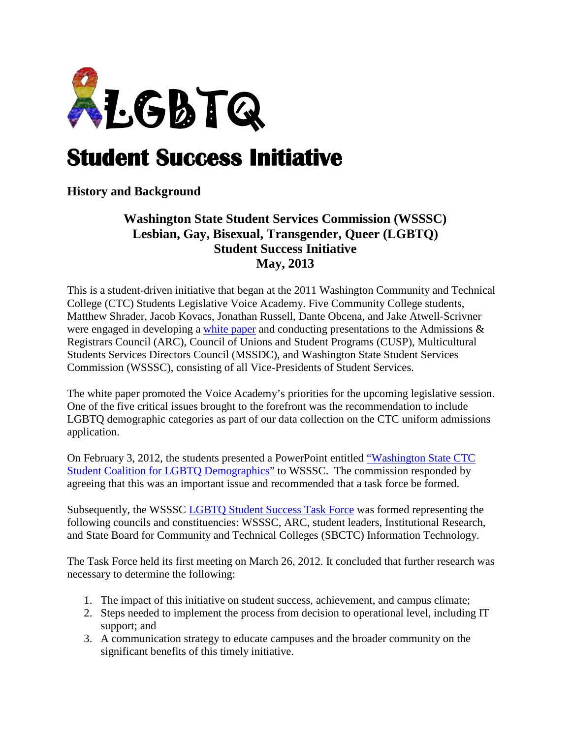# LGBTQ

# Student Success Initiative

**History and Background**

**Washington State Student Services Commission (WSSSC)**
**Lesbian, Gay, Bisexual, Transgender, Queer (LGBTQ)**
**Student Success Initiative**
**May, 2013**

This is a student-driven initiative that began at the 2011 Washington Community and Technical College (CTC) Students Legislative Voice Academy. Five Community College students, Matthew Shrader, Jacob Kovacs, Jonathan Russell, Dante Obcena, and Jake Atwell-Scrivner were engaged in developing a white paper and conducting presentations to the Admissions & Registrars Council (ARC), Council of Unions and Student Programs (CUSP), Multicultural Students Services Directors Council (MSSDC), and Washington State Student Services Commission (WSSSC), consisting of all Vice-Presidents of Student Services.

The white paper promoted the Voice Academy's priorities for the upcoming legislative session. One of the five critical issues brought to the forefront was the recommendation to include LGBTQ demographic categories as part of our data collection on the CTC uniform admissions application.

On February 3, 2012, the students presented a PowerPoint entitled "Washington State CTC Student Coalition for LGBTQ Demographics" to WSSSC. The commission responded by agreeing that this was an important issue and recommended that a task force be formed.

Subsequently, the WSSSC LGBTQ Student Success Task Force was formed representing the following councils and constituencies: WSSSC, ARC, student leaders, Institutional Research, and State Board for Community and Technical Colleges (SBCTC) Information Technology.

The Task Force held its first meeting on March 26, 2012. It concluded that further research was necessary to determine the following:

1. The impact of this initiative on student success, achievement, and campus climate;
2. Steps needed to implement the process from decision to operational level, including IT support; and
3. A communication strategy to educate campuses and the broader community on the significant benefits of this timely initiative.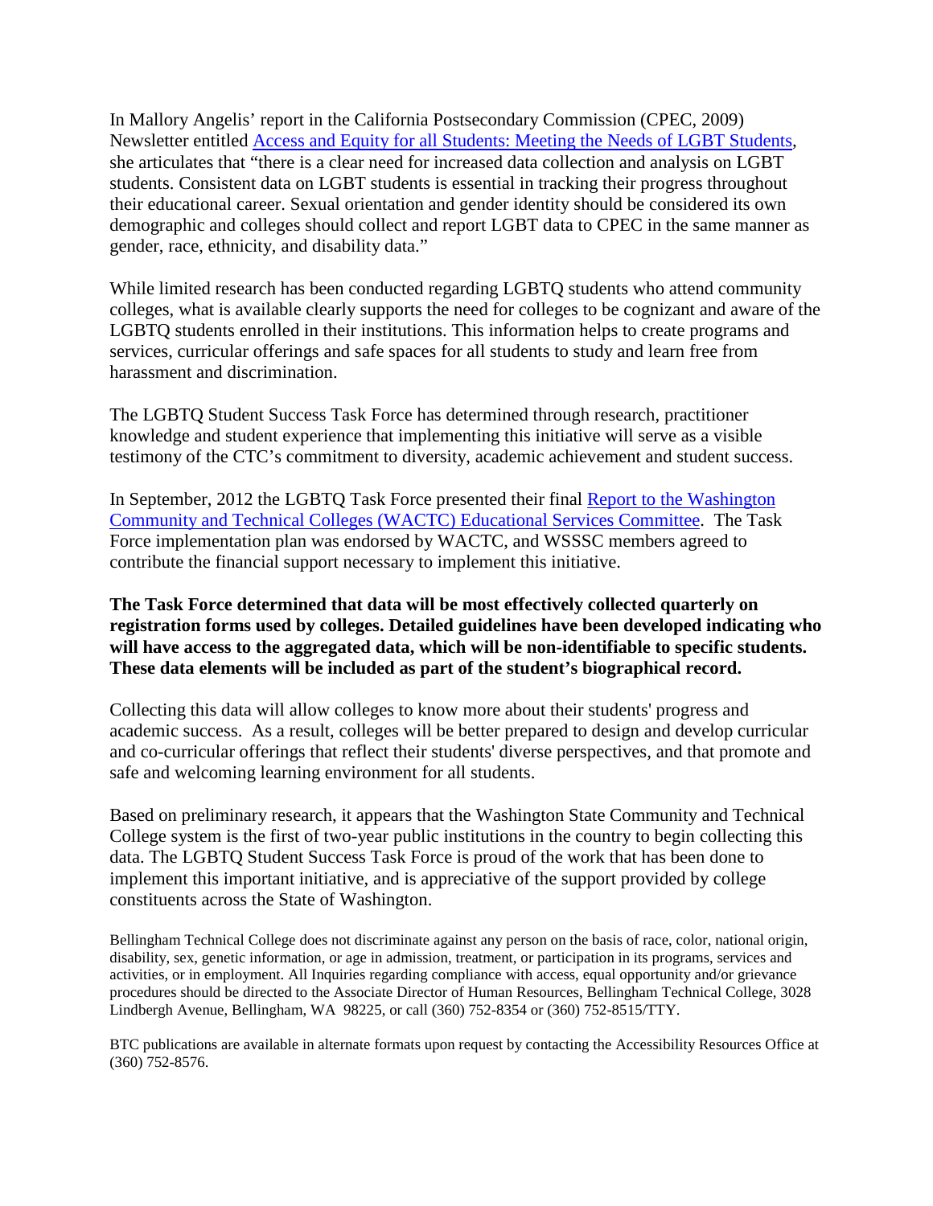In Mallory Angelis' report in the California Postsecondary Commission (CPEC, 2009) Newsletter entitled Access and Equity for all Students: Meeting the Needs of LGBT Students, she articulates that "there is a clear need for increased data collection and analysis on LGBT students. Consistent data on LGBT students is essential in tracking their progress throughout their educational career. Sexual orientation and gender identity should be considered its own demographic and colleges should collect and report LGBT data to CPEC in the same manner as gender, race, ethnicity, and disability data."

While limited research has been conducted regarding LGBTQ students who attend community colleges, what is available clearly supports the need for colleges to be cognizant and aware of the LGBTQ students enrolled in their institutions. This information helps to create programs and services, curricular offerings and safe spaces for all students to study and learn free from harassment and discrimination.

The LGBTQ Student Success Task Force has determined through research, practitioner knowledge and student experience that implementing this initiative will serve as a visible testimony of the CTC's commitment to diversity, academic achievement and student success.

In September, 2012 the LGBTQ Task Force presented their final Report to the Washington Community and Technical Colleges (WACTC) Educational Services Committee. The Task Force implementation plan was endorsed by WACTC, and WSSSC members agreed to contribute the financial support necessary to implement this initiative.

**The Task Force determined that data will be most effectively collected quarterly on registration forms used by colleges. Detailed guidelines have been developed indicating who will have access to the aggregated data, which will be non-identifiable to specific students. These data elements will be included as part of the student's biographical record.**

Collecting this data will allow colleges to know more about their students' progress and academic success. As a result, colleges will be better prepared to design and develop curricular and co-curricular offerings that reflect their students' diverse perspectives, and that promote and safe and welcoming learning environment for all students.

Based on preliminary research, it appears that the Washington State Community and Technical College system is the first of two-year public institutions in the country to begin collecting this data. The LGBTQ Student Success Task Force is proud of the work that has been done to implement this important initiative, and is appreciative of the support provided by college constituents across the State of Washington.

Bellingham Technical College does not discriminate against any person on the basis of race, color, national origin, disability, sex, genetic information, or age in admission, treatment, or participation in its programs, services and activities, or in employment. All Inquiries regarding compliance with access, equal opportunity and/or grievance procedures should be directed to the Associate Director of Human Resources, Bellingham Technical College, 3028 Lindbergh Avenue, Bellingham, WA 98225, or call (360) 752-8354 or (360) 752-8515/TTY.

BTC publications are available in alternate formats upon request by contacting the Accessibility Resources Office at (360) 752-8576.